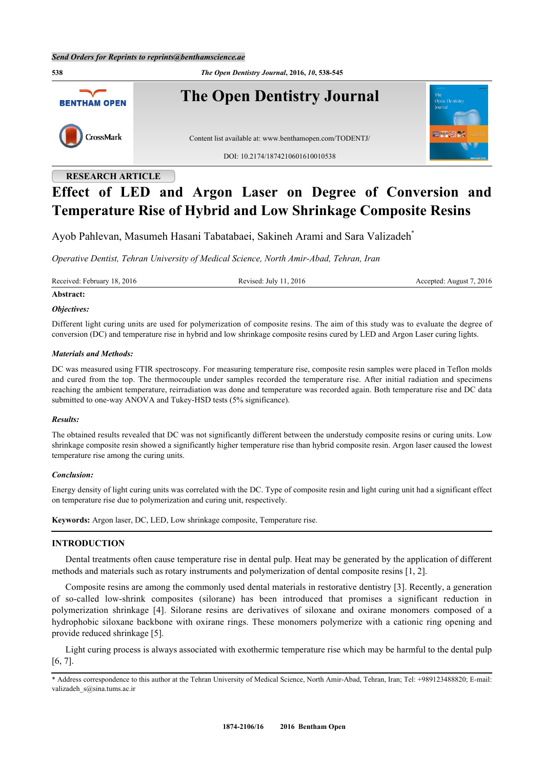RESEARCH ARTICLE

# Effect of LED and Argon Laser on Degree of Conversion and Temperature Rise of Hybrid and Low Shrinkage Composite Resins

Ayob Pahlevan, Masumeh Hasani Tabatabaei, Sakineh Arami and Sara Valizadeh*

*Operative Dentist, Tehran University of Medical Science, North Amir-Abad, Tehran, Iran*

Received: February 18, 2016 Revised: July 11, 2016 Accepted: August 7, 2016

**Abstract:**

***Objectives:***

Different light curing units are used for polymerization of composite resins. The aim of this study was to evaluate the degree of conversion (DC) and temperature rise in hybrid and low shrinkage composite resins cured by LED and Argon Laser curing lights.

***Materials and Methods:***

DC was measured using FTIR spectroscopy. For measuring temperature rise, composite resin samples were placed in Teflon molds and cured from the top. The thermocouple under samples recorded the temperature rise. After initial radiation and specimens reaching the ambient temperature, reirradiation was done and temperature was recorded again. Both temperature rise and DC data submitted to one-way ANOVA and Tukey-HSD tests (5% significance).

***Results:***

The obtained results revealed that DC was not significantly different between the understudy composite resins or curing units. Low shrinkage composite resin showed a significantly higher temperature rise than hybrid composite resin. Argon laser caused the lowest temperature rise among the curing units.

***Conclusion:***

Energy density of light curing units was correlated with the DC. Type of composite resin and light curing unit had a significant effect on temperature rise due to polymerization and curing unit, respectively.

**Keywords:** Argon laser, DC, LED, Low shrinkage composite, Temperature rise.

## INTRODUCTION

Dental treatments often cause temperature rise in dental pulp. Heat may be generated by the application of different methods and materials such as rotary instruments and polymerization of dental composite resins [1, 2].

Composite resins are among the commonly used dental materials in restorative dentistry [3]. Recently, a generation of so-called low-shrink composites (silorane) has been introduced that promises a significant reduction in polymerization shrinkage [4]. Silorane resins are derivatives of siloxane and oxirane monomers composed of a hydrophobic siloxane backbone with oxirane rings. These monomers polymerize with a cationic ring opening and provide reduced shrinkage [5].

Light curing process is always associated with exothermic temperature rise which may be harmful to the dental pulp [6, 7].

* Address correspondence to this author at the Tehran University of Medical Science, North Amir-Abad, Tehran, Iran; Tel: +989123488820; E-mail: valizadeh_s@sina.tums.ac.ir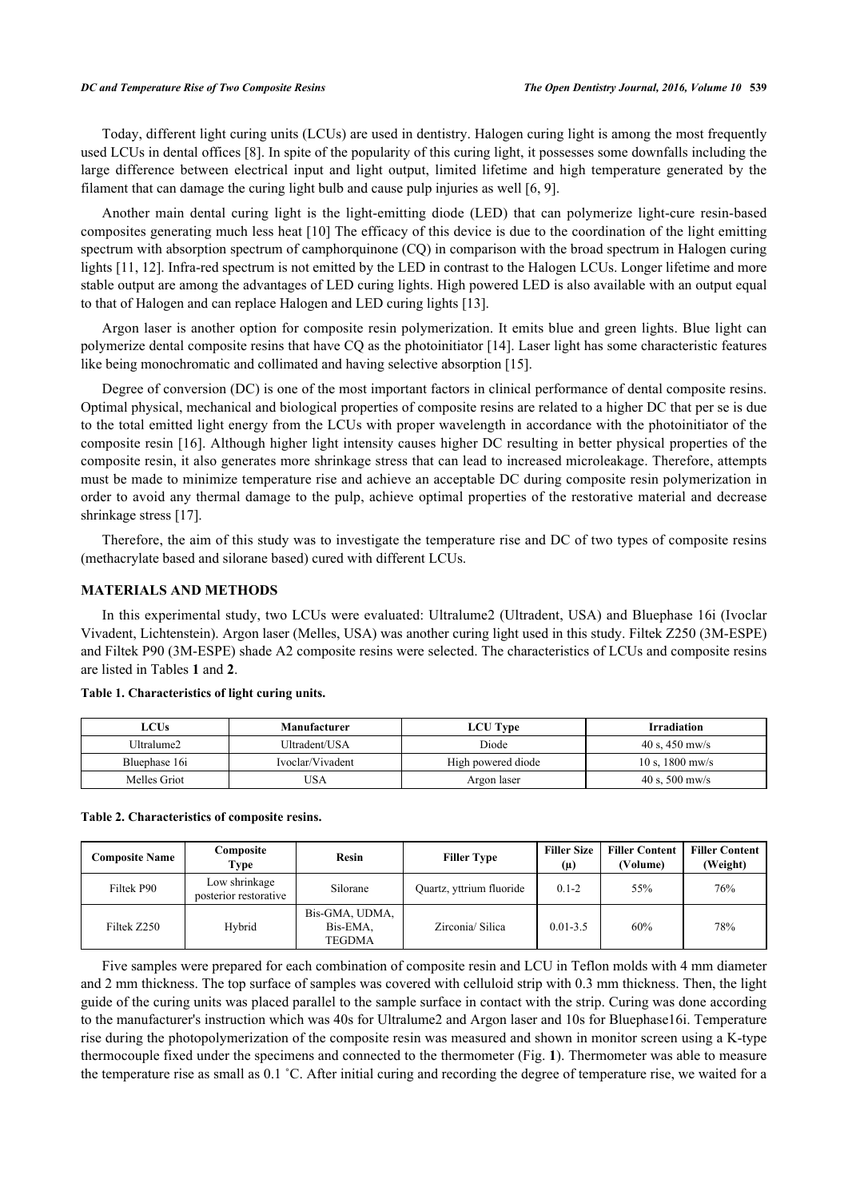Today, different light curing units (LCUs) are used in dentistry. Halogen curing light is among the most frequently used LCUs in dental offices [8]. In spite of the popularity of this curing light, it possesses some downfalls including the large difference between electrical input and light output, limited lifetime and high temperature generated by the filament that can damage the curing light bulb and cause pulp injuries as well [6, 9].

Another main dental curing light is the light-emitting diode (LED) that can polymerize light-cure resin-based composites generating much less heat [10] The efficacy of this device is due to the coordination of the light emitting spectrum with absorption spectrum of camphorquinone (CQ) in comparison with the broad spectrum in Halogen curing lights [11, 12]. Infra-red spectrum is not emitted by the LED in contrast to the Halogen LCUs. Longer lifetime and more stable output are among the advantages of LED curing lights. High powered LED is also available with an output equal to that of Halogen and can replace Halogen and LED curing lights [13].

Argon laser is another option for composite resin polymerization. It emits blue and green lights. Blue light can polymerize dental composite resins that have CQ as the photoinitiator [14]. Laser light has some characteristic features like being monochromatic and collimated and having selective absorption [15].

Degree of conversion (DC) is one of the most important factors in clinical performance of dental composite resins. Optimal physical, mechanical and biological properties of composite resins are related to a higher DC that per se is due to the total emitted light energy from the LCUs with proper wavelength in accordance with the photoinitiator of the composite resin [16]. Although higher light intensity causes higher DC resulting in better physical properties of the composite resin, it also generates more shrinkage stress that can lead to increased microleakage. Therefore, attempts must be made to minimize temperature rise and achieve an acceptable DC during composite resin polymerization in order to avoid any thermal damage to the pulp, achieve optimal properties of the restorative material and decrease shrinkage stress [17].

Therefore, the aim of this study was to investigate the temperature rise and DC of two types of composite resins (methacrylate based and silorane based) cured with different LCUs.

## MATERIALS AND METHODS

In this experimental study, two LCUs were evaluated: Ultralume2 (Ultradent, USA) and Bluephase 16i (Ivoclar Vivadent, Lichtenstein). Argon laser (Melles, USA) was another curing light used in this study. Filtek Z250 (3M-ESPE) and Filtek P90 (3M-ESPE) shade A2 composite resins were selected. The characteristics of LCUs and composite resins are listed in Tables **1** and **2**.

**Table 1. Characteristics of light curing units.**

| LCUs | Manufacturer | LCU Type | Irradiation |
|---|---|---|---|
| Ultralume2 | Ultradent/USA | Diode | 40 s, 450 mw/s |
| Bluephase 16i | Ivoclar/Vivadent | High powered diode | 10 s, 1800 mw/s |
| Melles Griot | USA | Argon laser | 40 s, 500 mw/s |

**Table 2. Characteristics of composite resins.**

| Composite Name | Composite Type | Resin | Filler Type | Filler Size (μ) | Filler Content (Volume) | Filler Content (Weight) |
|---|---|---|---|---|---|---|
| Filtek P90 | Low shrinkage posterior restorative | Silorane | Quartz, yttrium fluoride | 0.1-2 | 55% | 76% |
| Filtek Z250 | Hybrid | Bis-GMA, UDMA, Bis-EMA, TEGDMA | Zirconia/ Silica | 0.01-3.5 | 60% | 78% |

Five samples were prepared for each combination of composite resin and LCU in Teflon molds with 4 mm diameter and 2 mm thickness. The top surface of samples was covered with celluloid strip with 0.3 mm thickness. Then, the light guide of the curing units was placed parallel to the sample surface in contact with the strip. Curing was done according to the manufacturer's instruction which was 40s for Ultralume2 and Argon laser and 10s for Bluephase16i. Temperature rise during the photopolymerization of the composite resin was measured and shown in monitor screen using a K-type thermocouple fixed under the specimens and connected to the thermometer (Fig. **1**). Thermometer was able to measure the temperature rise as small as 0.1 ˚C. After initial curing and recording the degree of temperature rise, we waited for a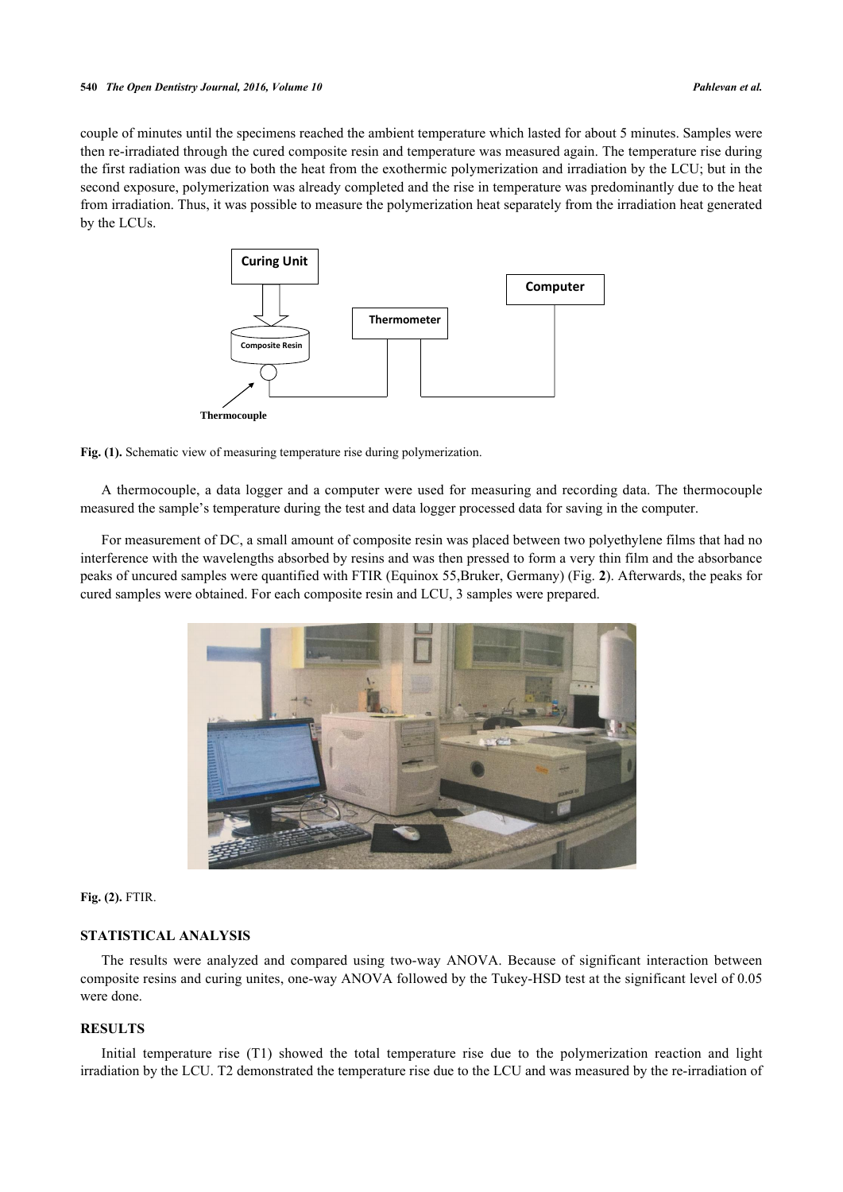couple of minutes until the specimens reached the ambient temperature which lasted for about 5 minutes. Samples were then re-irradiated through the cured composite resin and temperature was measured again. The temperature rise during the first radiation was due to both the heat from the exothermic polymerization and irradiation by the LCU; but in the second exposure, polymerization was already completed and the rise in temperature was predominantly due to the heat from irradiation. Thus, it was possible to measure the polymerization heat separately from the irradiation heat generated by the LCUs.

**Fig. (1).** Schematic view of measuring temperature rise during polymerization.

A thermocouple, a data logger and a computer were used for measuring and recording data. The thermocouple measured the sample's temperature during the test and data logger processed data for saving in the computer.

For measurement of DC, a small amount of composite resin was placed between two polyethylene films that had no interference with the wavelengths absorbed by resins and was then pressed to form a very thin film and the absorbance peaks of uncured samples were quantified with FTIR (Equinox 55,Bruker, Germany) (Fig. **2**). Afterwards, the peaks for cured samples were obtained. For each composite resin and LCU, 3 samples were prepared.

**Fig. (2).** FTIR.

## STATISTICAL ANALYSIS

The results were analyzed and compared using two-way ANOVA. Because of significant interaction between composite resins and curing unites, one-way ANOVA followed by the Tukey-HSD test at the significant level of 0.05 were done.

## RESULTS

Initial temperature rise (T1) showed the total temperature rise due to the polymerization reaction and light irradiation by the LCU. T2 demonstrated the temperature rise due to the LCU and was measured by the re-irradiation of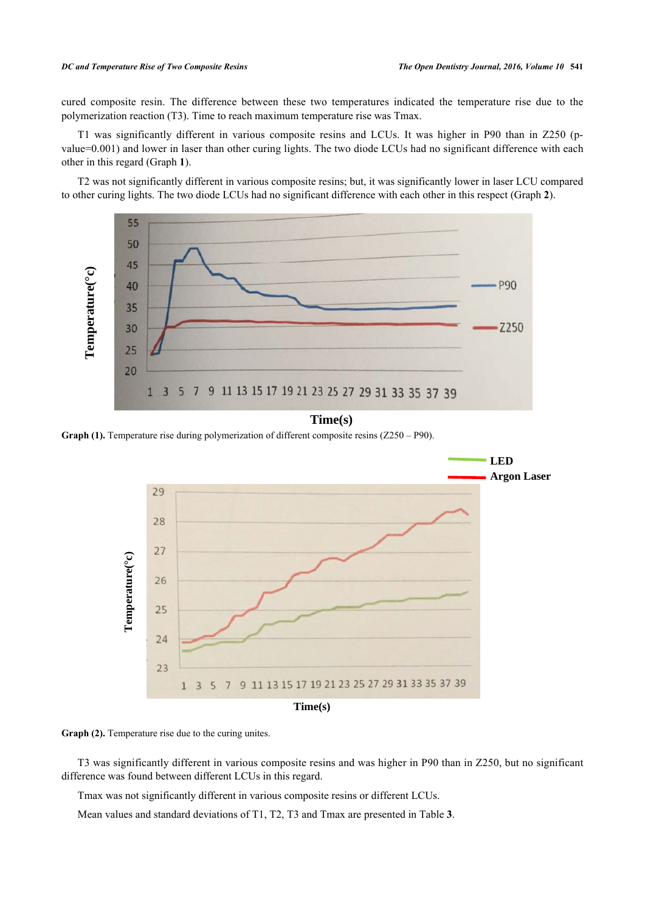cured composite resin. The difference between these two temperatures indicated the temperature rise due to the polymerization reaction (T3). Time to reach maximum temperature rise was Tmax.

T1 was significantly different in various composite resins and LCUs. It was higher in P90 than in Z250 (p-value=0.001) and lower in laser than other curing lights. The two diode LCUs had no significant difference with each other in this regard (Graph **1**).

T2 was not significantly different in various composite resins; but, it was significantly lower in laser LCU compared to other curing lights. The two diode LCUs had no significant difference with each other in this respect (Graph **2**).

**Graph (1).** Temperature rise during polymerization of different composite resins (Z250 – P90).

**Graph (2).** Temperature rise due to the curing unites.

T3 was significantly different in various composite resins and was higher in P90 than in Z250, but no significant difference was found between different LCUs in this regard.

Tmax was not significantly different in various composite resins or different LCUs.

Mean values and standard deviations of T1, T2, T3 and Tmax are presented in Table **3**.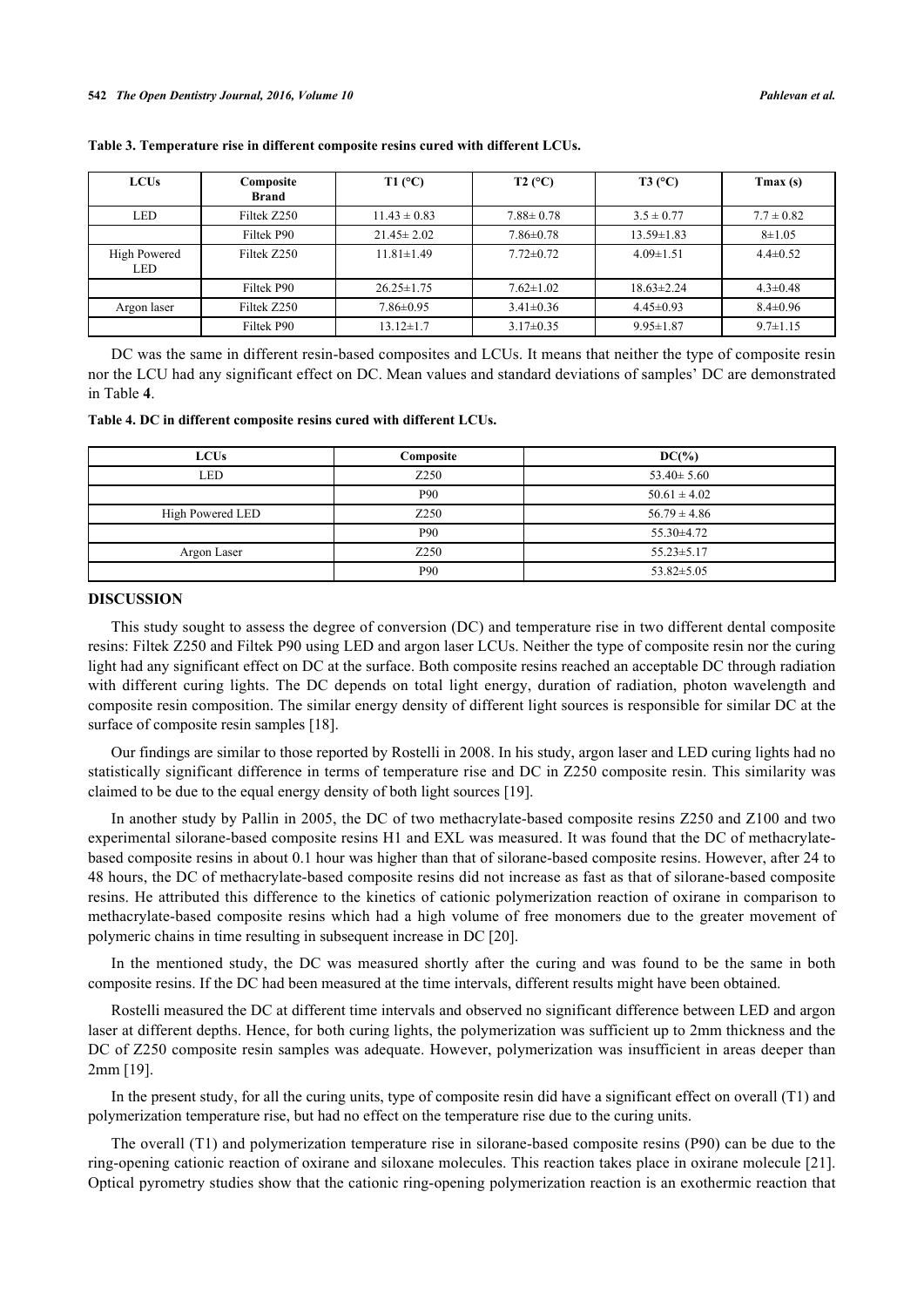**Table 3. Temperature rise in different composite resins cured with different LCUs.**

| LCUs | Composite Brand | T1 (°C) | T2 (°C) | T3 (°C) | Tmax (s) |
|---|---|---|---|---|---|
| LED | Filtek Z250 | 11.43 ± 0.83 | 7.88± 0.78 | 3.5 ± 0.77 | 7.7 ± 0.82 |
| | Filtek P90 | 21.45± 2.02 | 7.86±0.78 | 13.59±1.83 | 8±1.05 |
| High Powered LED | Filtek Z250 | 11.81±1.49 | 7.72±0.72 | 4.09±1.51 | 4.4±0.52 |
| | Filtek P90 | 26.25±1.75 | 7.62±1.02 | 18.63±2.24 | 4.3±0.48 |
| Argon laser | Filtek Z250 | 7.86±0.95 | 3.41±0.36 | 4.45±0.93 | 8.4±0.96 |
| | Filtek P90 | 13.12±1.7 | 3.17±0.35 | 9.95±1.87 | 9.7±1.15 |

DC was the same in different resin-based composites and LCUs. It means that neither the type of composite resin nor the LCU had any significant effect on DC. Mean values and standard deviations of samples' DC are demonstrated in Table **4**.

**Table 4. DC in different composite resins cured with different LCUs.**

| LCUs | Composite | DC(%) |
|---|---|---|
| LED | Z250 | 53.40± 5.60 |
| | P90 | 50.61 ± 4.02 |
| High Powered LED | Z250 | 56.79 ± 4.86 |
| | P90 | 55.30±4.72 |
| Argon Laser | Z250 | 55.23±5.17 |
| | P90 | 53.82±5.05 |

## DISCUSSION

This study sought to assess the degree of conversion (DC) and temperature rise in two different dental composite resins: Filtek Z250 and Filtek P90 using LED and argon laser LCUs. Neither the type of composite resin nor the curing light had any significant effect on DC at the surface. Both composite resins reached an acceptable DC through radiation with different curing lights. The DC depends on total light energy, duration of radiation, photon wavelength and composite resin composition. The similar energy density of different light sources is responsible for similar DC at the surface of composite resin samples [18].

Our findings are similar to those reported by Rostelli in 2008. In his study, argon laser and LED curing lights had no statistically significant difference in terms of temperature rise and DC in Z250 composite resin. This similarity was claimed to be due to the equal energy density of both light sources [19].

In another study by Pallin in 2005, the DC of two methacrylate-based composite resins Z250 and Z100 and two experimental silorane-based composite resins H1 and EXL was measured. It was found that the DC of methacrylate-based composite resins in about 0.1 hour was higher than that of silorane-based composite resins. However, after 24 to 48 hours, the DC of methacrylate-based composite resins did not increase as fast as that of silorane-based composite resins. He attributed this difference to the kinetics of cationic polymerization reaction of oxirane in comparison to methacrylate-based composite resins which had a high volume of free monomers due to the greater movement of polymeric chains in time resulting in subsequent increase in DC [20].

In the mentioned study, the DC was measured shortly after the curing and was found to be the same in both composite resins. If the DC had been measured at the time intervals, different results might have been obtained.

Rostelli measured the DC at different time intervals and observed no significant difference between LED and argon laser at different depths. Hence, for both curing lights, the polymerization was sufficient up to 2mm thickness and the DC of Z250 composite resin samples was adequate. However, polymerization was insufficient in areas deeper than 2mm [19].

In the present study, for all the curing units, type of composite resin did have a significant effect on overall (T1) and polymerization temperature rise, but had no effect on the temperature rise due to the curing units.

The overall (T1) and polymerization temperature rise in silorane-based composite resins (P90) can be due to the ring-opening cationic reaction of oxirane and siloxane molecules. This reaction takes place in oxirane molecule [21]. Optical pyrometry studies show that the cationic ring-opening polymerization reaction is an exothermic reaction that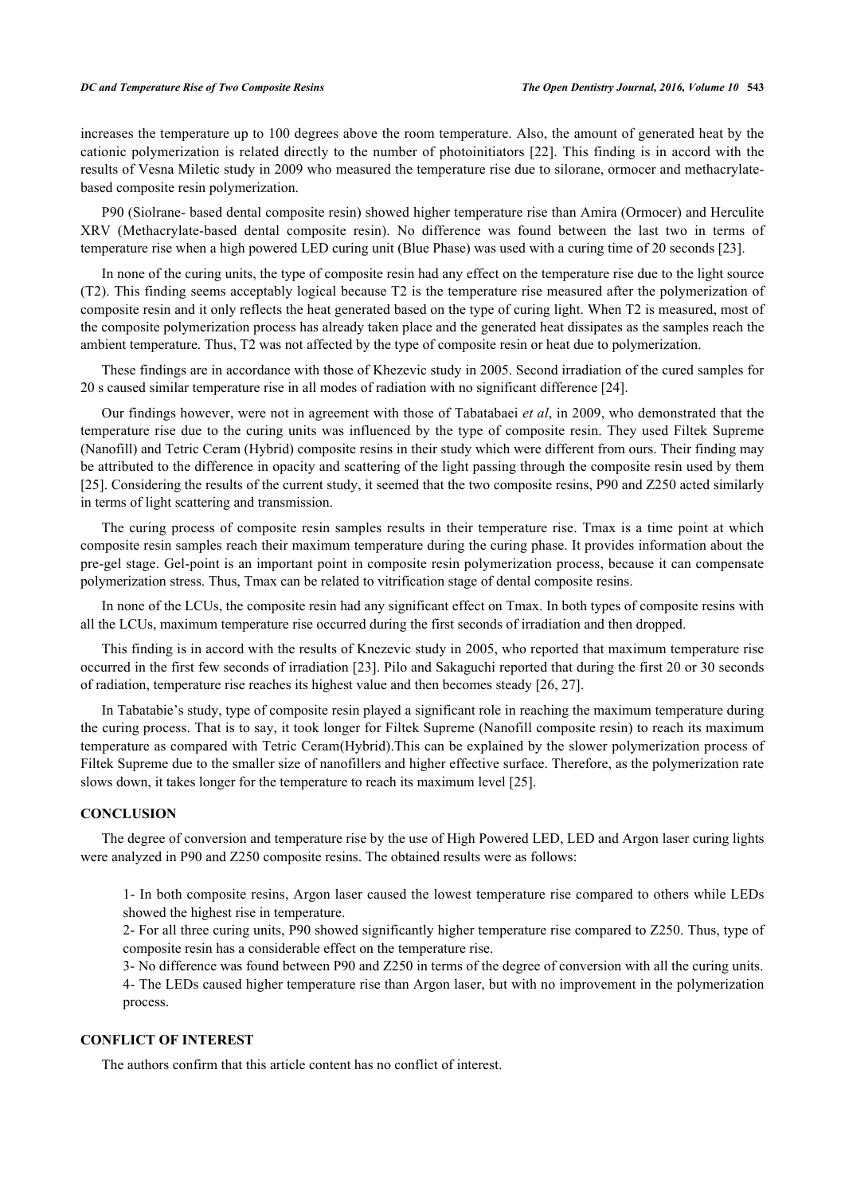increases the temperature up to 100 degrees above the room temperature. Also, the amount of generated heat by the cationic polymerization is related directly to the number of photoinitiators [22]. This finding is in accord with the results of Vesna Miletic study in 2009 who measured the temperature rise due to silorane, ormocer and methacrylate-based composite resin polymerization.

P90 (Siolrane- based dental composite resin) showed higher temperature rise than Amira (Ormocer) and Herculite XRV (Methacrylate-based dental composite resin). No difference was found between the last two in terms of temperature rise when a high powered LED curing unit (Blue Phase) was used with a curing time of 20 seconds [23].

In none of the curing units, the type of composite resin had any effect on the temperature rise due to the light source (T2). This finding seems acceptably logical because T2 is the temperature rise measured after the polymerization of composite resin and it only reflects the heat generated based on the type of curing light. When T2 is measured, most of the composite polymerization process has already taken place and the generated heat dissipates as the samples reach the ambient temperature. Thus, T2 was not affected by the type of composite resin or heat due to polymerization.

These findings are in accordance with those of Khezevic study in 2005. Second irradiation of the cured samples for 20 s caused similar temperature rise in all modes of radiation with no significant difference [24].

Our findings however, were not in agreement with those of Tabatabaei *et al*, in 2009, who demonstrated that the temperature rise due to the curing units was influenced by the type of composite resin. They used Filtek Supreme (Nanofill) and Tetric Ceram (Hybrid) composite resins in their study which were different from ours. Their finding may be attributed to the difference in opacity and scattering of the light passing through the composite resin used by them [25]. Considering the results of the current study, it seemed that the two composite resins, P90 and Z250 acted similarly in terms of light scattering and transmission.

The curing process of composite resin samples results in their temperature rise. Tmax is a time point at which composite resin samples reach their maximum temperature during the curing phase. It provides information about the pre-gel stage. Gel-point is an important point in composite resin polymerization process, because it can compensate polymerization stress. Thus, Tmax can be related to vitrification stage of dental composite resins.

In none of the LCUs, the composite resin had any significant effect on Tmax. In both types of composite resins with all the LCUs, maximum temperature rise occurred during the first seconds of irradiation and then dropped.

This finding is in accord with the results of Knezevic study in 2005, who reported that maximum temperature rise occurred in the first few seconds of irradiation [23]. Pilo and Sakaguchi reported that during the first 20 or 30 seconds of radiation, temperature rise reaches its highest value and then becomes steady [26, 27].

In Tabatabie's study, type of composite resin played a significant role in reaching the maximum temperature during the curing process. That is to say, it took longer for Filtek Supreme (Nanofill composite resin) to reach its maximum temperature as compared with Tetric Ceram(Hybrid).This can be explained by the slower polymerization process of Filtek Supreme due to the smaller size of nanofillers and higher effective surface. Therefore, as the polymerization rate slows down, it takes longer for the temperature to reach its maximum level [25].

## CONCLUSION

The degree of conversion and temperature rise by the use of High Powered LED, LED and Argon laser curing lights were analyzed in P90 and Z250 composite resins. The obtained results were as follows:

1- In both composite resins, Argon laser caused the lowest temperature rise compared to others while LEDs showed the highest rise in temperature.
2- For all three curing units, P90 showed significantly higher temperature rise compared to Z250. Thus, type of composite resin has a considerable effect on the temperature rise.
3- No difference was found between P90 and Z250 in terms of the degree of conversion with all the curing units.
4- The LEDs caused higher temperature rise than Argon laser, but with no improvement in the polymerization process.

## CONFLICT OF INTEREST

The authors confirm that this article content has no conflict of interest.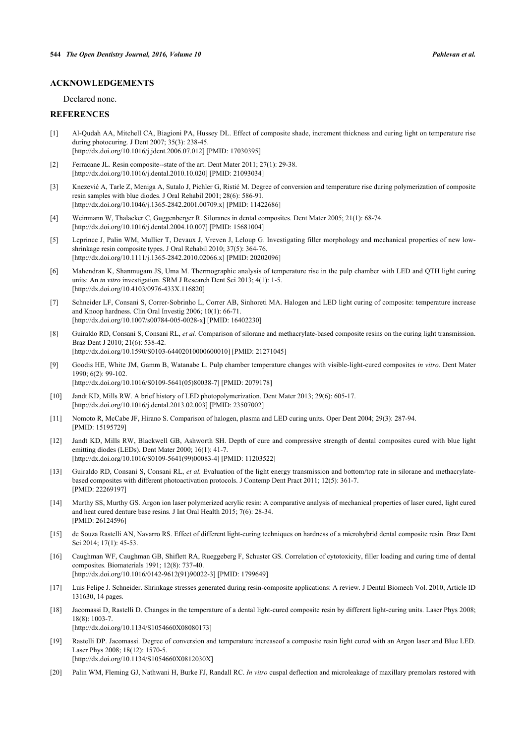## ACKNOWLEDGEMENTS

Declared none.

## REFERENCES

[1] Al-Qudah AA, Mitchell CA, Biagioni PA, Hussey DL. Effect of composite shade, increment thickness and curing light on temperature rise during photocuring. J Dent 2007; 35(3): 238-45.
[http://dx.doi.org/10.1016/j.jdent.2006.07.012] [PMID: 17030395]

[2] Ferracane JL. Resin composite--state of the art. Dent Mater 2011; 27(1): 29-38.
[http://dx.doi.org/10.1016/j.dental.2010.10.020] [PMID: 21093034]

[3] Knezević A, Tarle Z, Meniga A, Sutalo J, Pichler G, Ristić M. Degree of conversion and temperature rise during polymerization of composite resin samples with blue diodes. J Oral Rehabil 2001; 28(6): 586-91.
[http://dx.doi.org/10.1046/j.1365-2842.2001.00709.x] [PMID: 11422686]

[4] Weinmann W, Thalacker C, Guggenberger R. Siloranes in dental composites. Dent Mater 2005; 21(1): 68-74.
[http://dx.doi.org/10.1016/j.dental.2004.10.007] [PMID: 15681004]

[5] Leprince J, Palin WM, Mullier T, Devaux J, Vreven J, Leloup G. Investigating filler morphology and mechanical properties of new low-shrinkage resin composite types. J Oral Rehabil 2010; 37(5): 364-76.
[http://dx.doi.org/10.1111/j.1365-2842.2010.02066.x] [PMID: 20202096]

[6] Mahendran K, Shanmugam JS, Uma M. Thermographic analysis of temperature rise in the pulp chamber with LED and QTH light curing units: An *in vitro* investigation. SRM J Research Dent Sci 2013; 4(1): 1-5.
[http://dx.doi.org/10.4103/0976-433X.116820]

[7] Schneider LF, Consani S, Correr-Sobrinho L, Correr AB, Sinhoreti MA. Halogen and LED light curing of composite: temperature increase and Knoop hardness. Clin Oral Investig 2006; 10(1): 66-71.
[http://dx.doi.org/10.1007/s00784-005-0028-x] [PMID: 16402230]

[8] Guiraldo RD, Consani S, Consani RL, *et al.* Comparison of silorane and methacrylate-based composite resins on the curing light transmission. Braz Dent J 2010; 21(6): 538-42.
[http://dx.doi.org/10.1590/S0103-64402010000600010] [PMID: 21271045]

[9] Goodis HE, White JM, Gamm B, Watanabe L. Pulp chamber temperature changes with visible-light-cured composites *in vitro*. Dent Mater 1990; 6(2): 99-102.
[http://dx.doi.org/10.1016/S0109-5641(05)80038-7] [PMID: 2079178]

[10] Jandt KD, Mills RW. A brief history of LED photopolymerization. Dent Mater 2013; 29(6): 605-17.
[http://dx.doi.org/10.1016/j.dental.2013.02.003] [PMID: 23507002]

[11] Nomoto R, McCabe JF, Hirano S. Comparison of halogen, plasma and LED curing units. Oper Dent 2004; 29(3): 287-94.
[PMID: 15195729]

[12] Jandt KD, Mills RW, Blackwell GB, Ashworth SH. Depth of cure and compressive strength of dental composites cured with blue light emitting diodes (LEDs). Dent Mater 2000; 16(1): 41-7.
[http://dx.doi.org/10.1016/S0109-5641(99)00083-4] [PMID: 11203522]

[13] Guiraldo RD, Consani S, Consani RL, *et al.* Evaluation of the light energy transmission and bottom/top rate in silorane and methacrylate-based composites with different photoactivation protocols. J Contemp Dent Pract 2011; 12(5): 361-7.
[PMID: 22269197]

[14] Murthy SS, Murthy GS. Argon ion laser polymerized acrylic resin: A comparative analysis of mechanical properties of laser cured, light cured and heat cured denture base resins. J Int Oral Health 2015; 7(6): 28-34.
[PMID: 26124596]

[15] de Souza Rastelli AN, Navarro RS. Effect of different light-curing techniques on hardness of a microhybrid dental composite resin. Braz Dent Sci 2014; 17(1): 45-53.

[16] Caughman WF, Caughman GB, Shiflett RA, Rueggeberg F, Schuster GS. Correlation of cytotoxicity, filler loading and curing time of dental composites. Biomaterials 1991; 12(8): 737-40.
[http://dx.doi.org/10.1016/0142-9612(91)90022-3] [PMID: 1799649]

[17] Luis Felipe J. Schneider. Shrinkage stresses generated during resin-composite applications: A review. J Dental Biomech Vol. 2010, Article ID 131630, 14 pages.

[18] Jacomassi D, Rastelli D. Changes in the temperature of a dental light-cured composite resin by different light-curing units. Laser Phys 2008; 18(8): 1003-7.
[http://dx.doi.org/10.1134/S1054660X08080173]

[19] Rastelli DP. Jacomassi. Degree of conversion and temperature increaseof a composite resin light cured with an Argon laser and Blue LED. Laser Phys 2008; 18(12): 1570-5.
[http://dx.doi.org/10.1134/S1054660X0812030X]

[20] Palin WM, Fleming GJ, Nathwani H, Burke FJ, Randall RC. *In vitro* cuspal deflection and microleakage of maxillary premolars restored with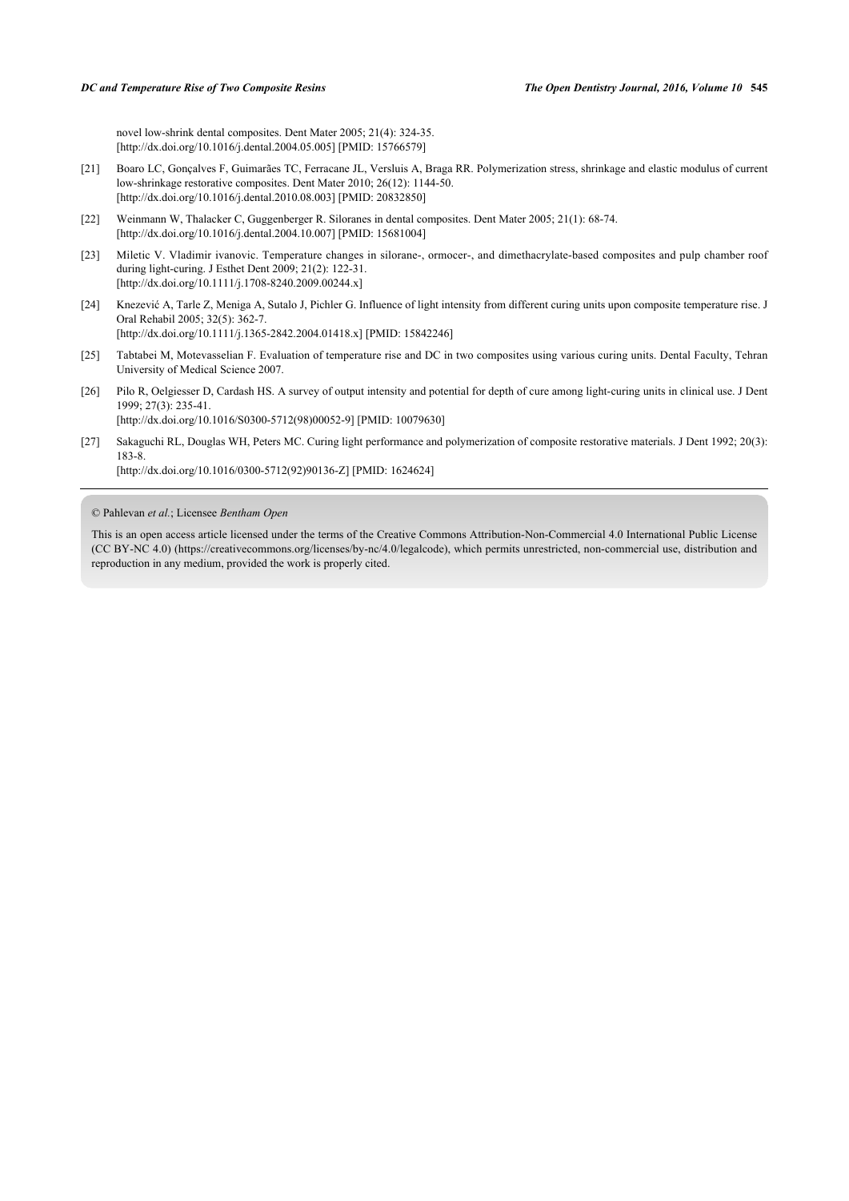novel low-shrink dental composites. Dent Mater 2005; 21(4): 324-35. [http://dx.doi.org/10.1016/j.dental.2004.05.005] [PMID: 15766579]

[21] Boaro LC, Gonçalves F, Guimarães TC, Ferracane JL, Versluis A, Braga RR. Polymerization stress, shrinkage and elastic modulus of current low-shrinkage restorative composites. Dent Mater 2010; 26(12): 1144-50. [http://dx.doi.org/10.1016/j.dental.2010.08.003] [PMID: 20832850]

[22] Weinmann W, Thalacker C, Guggenberger R. Siloranes in dental composites. Dent Mater 2005; 21(1): 68-74. [http://dx.doi.org/10.1016/j.dental.2004.10.007] [PMID: 15681004]

[23] Miletic V. Vladimir ivanovic. Temperature changes in silorane-, ormocer-, and dimethacrylate-based composites and pulp chamber roof during light-curing. J Esthet Dent 2009; 21(2): 122-31. [http://dx.doi.org/10.1111/j.1708-8240.2009.00244.x]

[24] Knezević A, Tarle Z, Meniga A, Sutalo J, Pichler G. Influence of light intensity from different curing units upon composite temperature rise. J Oral Rehabil 2005; 32(5): 362-7. [http://dx.doi.org/10.1111/j.1365-2842.2004.01418.x] [PMID: 15842246]

[25] Tabtabei M, Motevasselian F. Evaluation of temperature rise and DC in two composites using various curing units. Dental Faculty, Tehran University of Medical Science 2007.

[26] Pilo R, Oelgiesser D, Cardash HS. A survey of output intensity and potential for depth of cure among light-curing units in clinical use. J Dent 1999; 27(3): 235-41. [http://dx.doi.org/10.1016/S0300-5712(98)00052-9] [PMID: 10079630]

[27] Sakaguchi RL, Douglas WH, Peters MC. Curing light performance and polymerization of composite restorative materials. J Dent 1992; 20(3): 183-8. [http://dx.doi.org/10.1016/0300-5712(92)90136-Z] [PMID: 1624624]

---

© Pahlevan *et al.*; Licensee *Bentham Open*

This is an open access article licensed under the terms of the Creative Commons Attribution-Non-Commercial 4.0 International Public License (CC BY-NC 4.0) (https://creativecommons.org/licenses/by-nc/4.0/legalcode), which permits unrestricted, non-commercial use, distribution and reproduction in any medium, provided the work is properly cited.